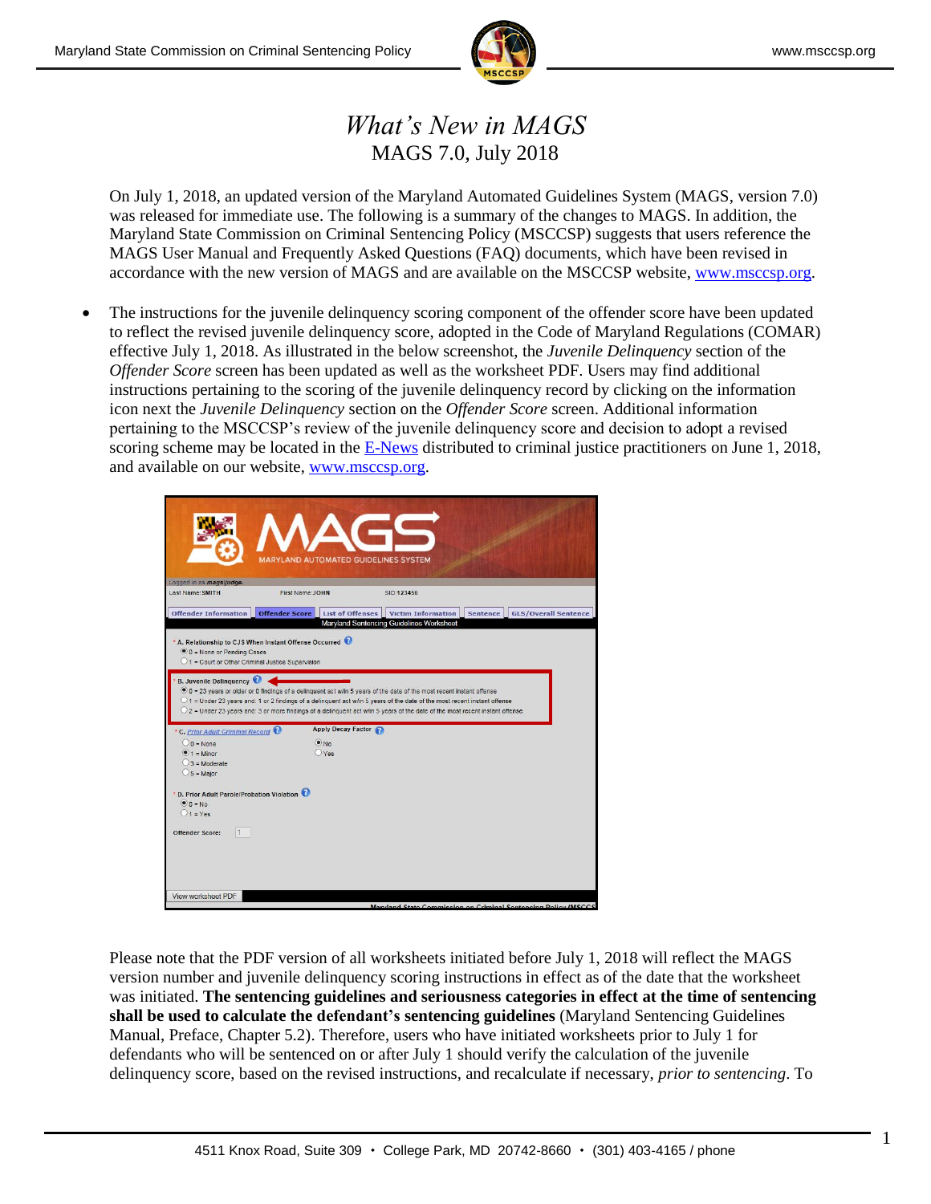# *What's New in MAGS*

MAGS 7.0, July 2018

On July 1, 2018, an updated version of the Maryland Automated Guidelines System (MAGS, version 7.0) was released for immediate use. The following is a summary of the changes to MAGS. In addition, the Maryland State Commission on Criminal Sentencing Policy (MSCCSP) suggests that users reference the MAGS User Manual and Frequently Asked Questions (FAQ) documents, which have been revised in accordance with the new version of MAGS and are available on the MSCCSP website, www.msccsp.org.

- The instructions for the juvenile delinquency scoring component of the offender score have been updated to reflect the revised juvenile delinquency score, adopted in the Code of Maryland Regulations (COMAR) effective July 1, 2018. As illustrated in the below screenshot, the *Juvenile Delinquency* section of the *Offender Score* screen has been updated as well as the worksheet PDF. Users may find additional instructions pertaining to the scoring of the juvenile delinquency record by clicking on the information icon next the *Juvenile Delinquency* section on the *Offender Score* screen. Additional information pertaining to the MSCCSP's review of the juvenile delinquency score and decision to adopt a revised scoring scheme may be located in the E-News distributed to criminal justice practitioners on June 1, 2018, and available on our website, www.msccsp.org.

Please note that the PDF version of all worksheets initiated before July 1, 2018 will reflect the MAGS version number and juvenile delinquency scoring instructions in effect as of the date that the worksheet was initiated. **The sentencing guidelines and seriousness categories in effect at the time of sentencing shall be used to calculate the defendant's sentencing guidelines** (Maryland Sentencing Guidelines Manual, Preface, Chapter 5.2). Therefore, users who have initiated worksheets prior to July 1 for defendants who will be sentenced on or after July 1 should verify the calculation of the juvenile delinquency score, based on the revised instructions, and recalculate if necessary, *prior to sentencing*. To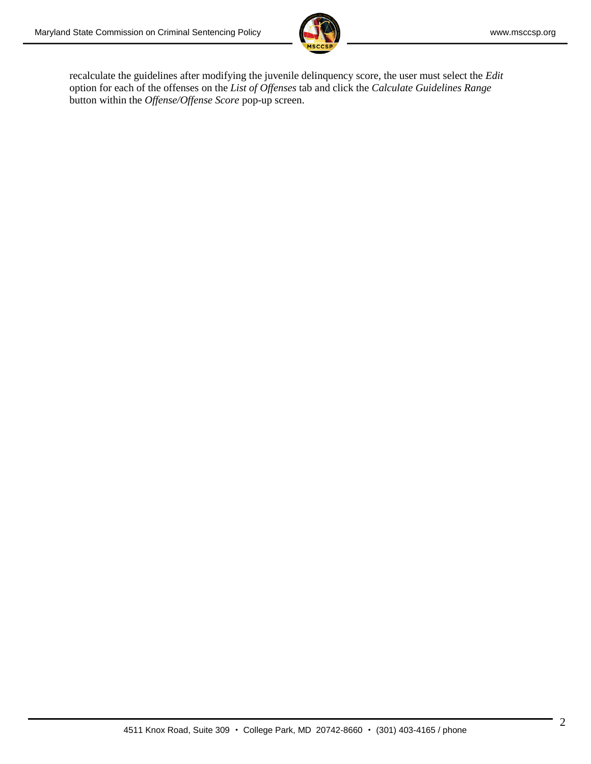recalculate the guidelines after modifying the juvenile delinquency score, the user must select the *Edit* option for each of the offenses on the *List of Offenses* tab and click the *Calculate Guidelines Range* button within the *Offense/Offense Score* pop-up screen.